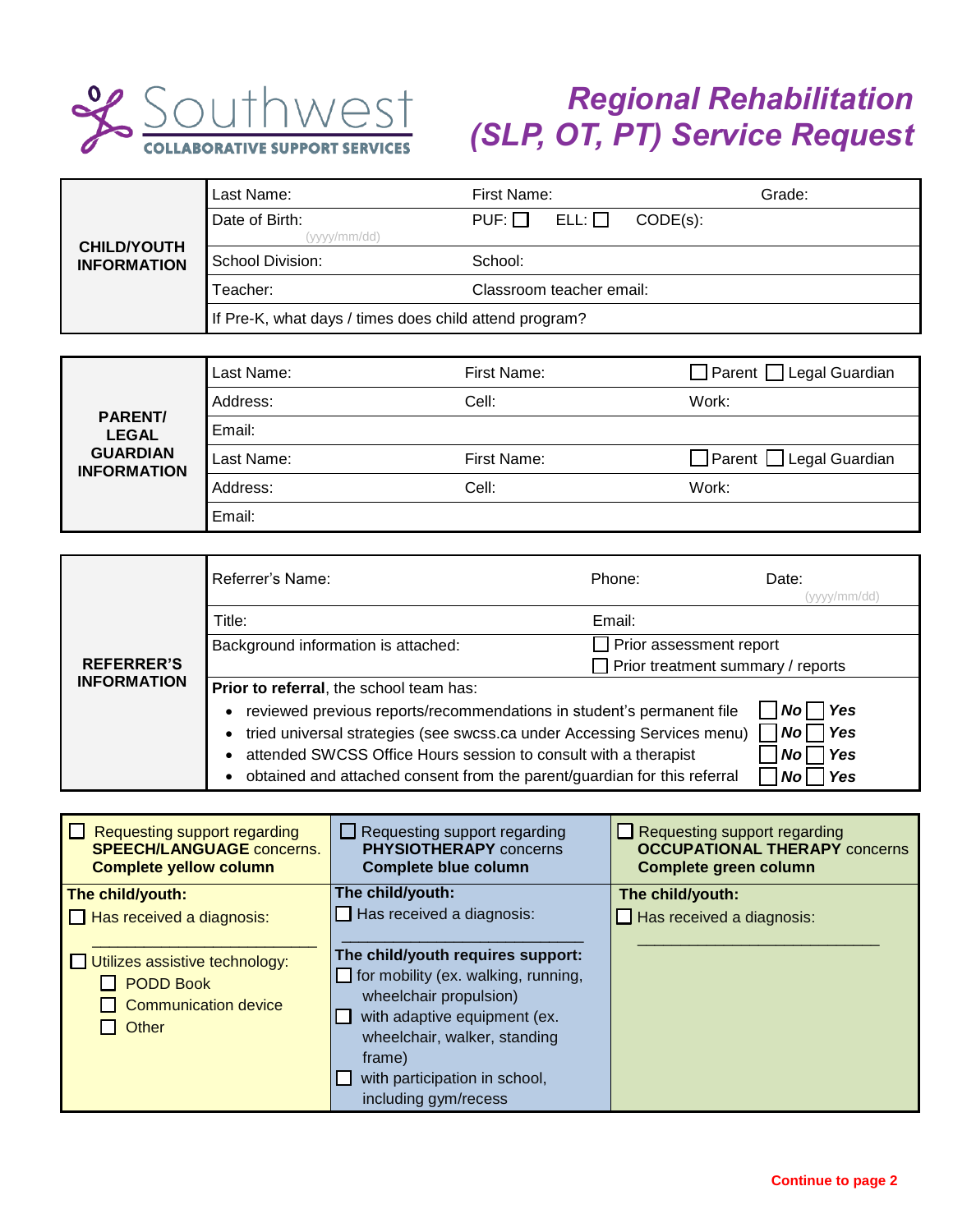Southwest COLLABORATIVE SUPPORT SERVICES

# *Regional Rehabilitation (SLP, OT, PT) Service Request*

| **CHILD/YOUTH INFORMATION** | | | |
|---|---|---|---|
| | Last Name: | First Name: | Grade: |
| | Date of Birth: (yyyy/mm/dd) | PUF: ☐ ELL: ☐ CODE(s): | |
| | School Division: | School: | |
| | Teacher: | Classroom teacher email: | |
| | If Pre-K, what days / times does child attend program? | | |

| **PARENT/ LEGAL GUARDIAN INFORMATION** | | | |
|---|---|---|---|
| | Last Name: | First Name: | ☐ Parent ☐ Legal Guardian |
| | Address: | Cell: | Work: |
| | Email: | | |
| | Last Name: | First Name: | ☐ Parent ☐ Legal Guardian |
| | Address: | Cell: | Work: |
| | Email: | | |

| **REFERRER'S INFORMATION** | | | |
|---|---|---|---|
| | Referrer's Name: | Phone: | Date: (yyyy/mm/dd) |
| | Title: | Email: | |
| | Background information is attached: | ☐ Prior assessment report<br>☐ Prior treatment summary / reports | |

**Prior to referral**, the school team has:

- reviewed previous reports/recommendations in student's permanent file ☐ ***No*** ☐ ***Yes***
- tried universal strategies (see swcss.ca under Accessing Services menu) ☐ ***No*** ☐ ***Yes***
- attended SWCSS Office Hours session to consult with a therapist ☐ ***No*** ☐ ***Yes***
- obtained and attached consent from the parent/guardian for this referral ☐ ***No*** ☐ ***Yes***

| ☐ Requesting support regarding **SPEECH/LANGUAGE** concerns. **Complete yellow column** | ☐ Requesting support regarding **PHYSIOTHERAPY** concerns **Complete blue column** | ☐ Requesting support regarding **OCCUPATIONAL THERAPY** concerns **Complete green column** |
|---|---|---|
| **The child/youth:**<br>☐ Has received a diagnosis:<br>___________________________<br>☐ Utilizes assistive technology:<br>☐ PODD Book<br>☐ Communication device<br>☐ Other | **The child/youth:**<br>☐ Has received a diagnosis:<br>___________________________<br>**The child/youth requires support:**<br>☐ for mobility (ex. walking, running, wheelchair propulsion)<br>☐ with adaptive equipment (ex. wheelchair, walker, standing frame)<br>☐ with participation in school, including gym/recess | **The child/youth:**<br>☐ Has received a diagnosis:<br>___________________________ |

**Continue to page 2**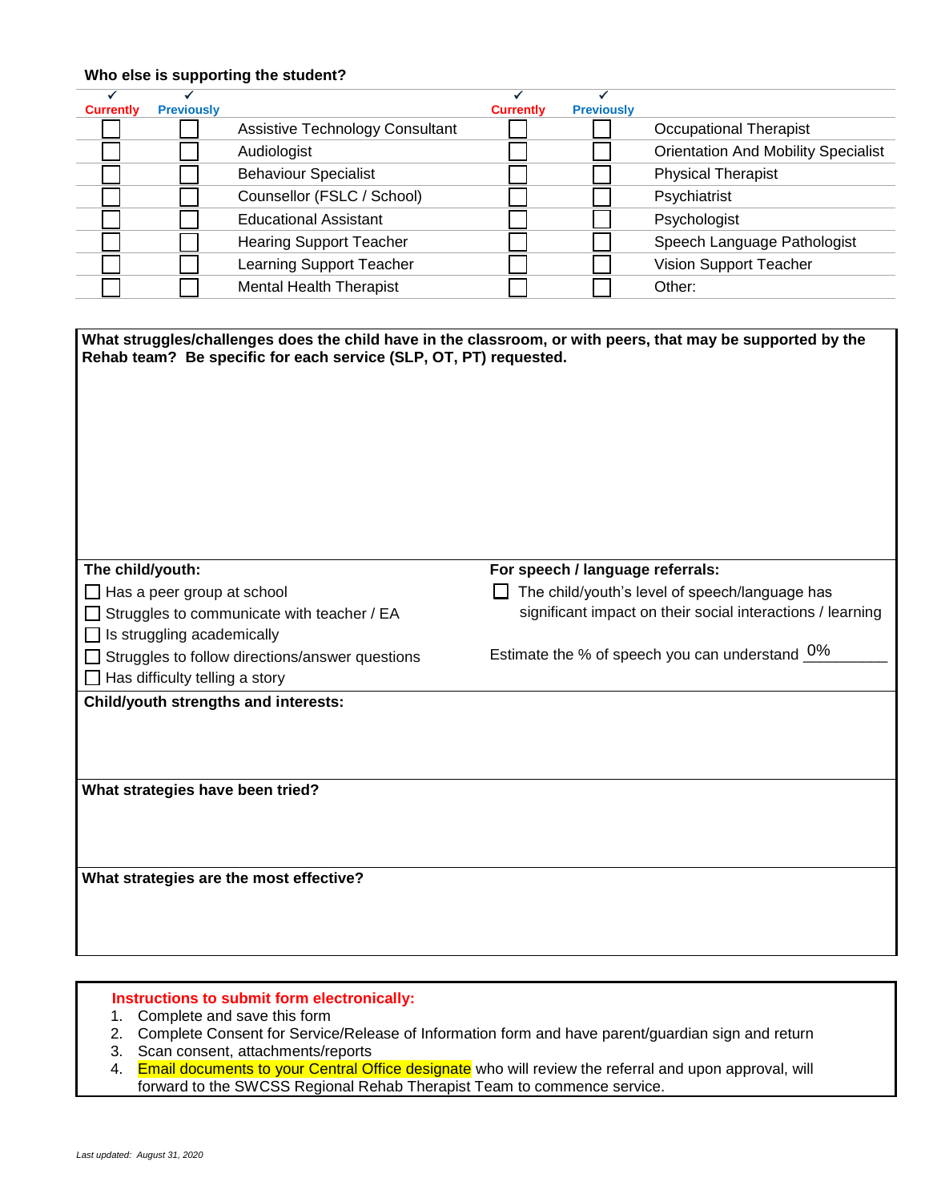**Who else is supporting the student?**

| ✓ Currently | ✓ Previously | | ✓ Currently | ✓ Previously | |
|---|---|---|---|---|---|
| ☐ | ☐ | Assistive Technology Consultant | ☐ | ☐ | Occupational Therapist |
| ☐ | ☐ | Audiologist | ☐ | ☐ | Orientation And Mobility Specialist |
| ☐ | ☐ | Behaviour Specialist | ☐ | ☐ | Physical Therapist |
| ☐ | ☐ | Counsellor (FSLC / School) | ☐ | ☐ | Psychiatrist |
| ☐ | ☐ | Educational Assistant | ☐ | ☐ | Psychologist |
| ☐ | ☐ | Hearing Support Teacher | ☐ | ☐ | Speech Language Pathologist |
| ☐ | ☐ | Learning Support Teacher | ☐ | ☐ | Vision Support Teacher |
| ☐ | ☐ | Mental Health Therapist | ☐ | ☐ | Other: |

**What struggles/challenges does the child have in the classroom, or with peers, that may be supported by the Rehab team? Be specific for each service (SLP, OT, PT) requested.**

**The child/youth:**

- ☐ Has a peer group at school
- ☐ Struggles to communicate with teacher / EA
- ☐ Is struggling academically
- ☐ Struggles to follow directions/answer questions
- ☐ Has difficulty telling a story

**For speech / language referrals:**

- ☐ The child/youth's level of speech/language has significant impact on their social interactions / learning

Estimate the % of speech you can understand 0%________

**Child/youth strengths and interests:**

**What strategies have been tried?**

**What strategies are the most effective?**

**Instructions to submit form electronically:**

1. Complete and save this form
2. Complete Consent for Service/Release of Information form and have parent/guardian sign and return
3. Scan consent, attachments/reports
4. Email documents to your Central Office designate who will review the referral and upon approval, will forward to the SWCSS Regional Rehab Therapist Team to commence service.

*Last updated: August 31, 2020*